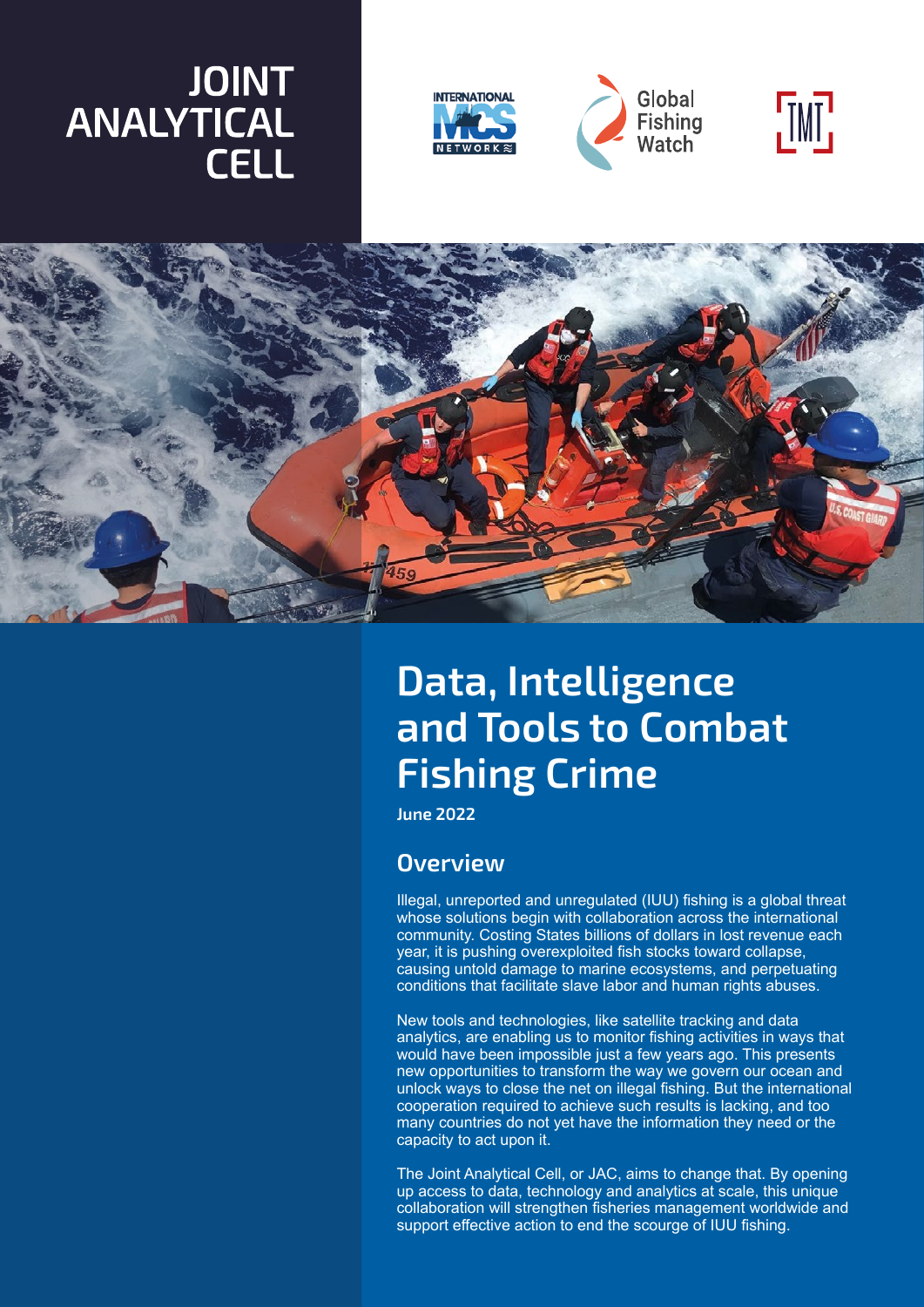# JOINT ANALYTICAL CELL

# Data, Intelligence and Tools to Combat Fishing Crime

**June 2022**

## Overview

Illegal, unreported and unregulated (IUU) fishing is a global threat whose solutions begin with collaboration across the international community. Costing States billions of dollars in lost revenue each year, it is pushing overexploited fish stocks toward collapse, causing untold damage to marine ecosystems, and perpetuating conditions that facilitate slave labor and human rights abuses.

New tools and technologies, like satellite tracking and data analytics, are enabling us to monitor fishing activities in ways that would have been impossible just a few years ago. This presents new opportunities to transform the way we govern our ocean and unlock ways to close the net on illegal fishing. But the international cooperation required to achieve such results is lacking, and too many countries do not yet have the information they need or the capacity to act upon it.

The Joint Analytical Cell, or JAC, aims to change that. By opening up access to data, technology and analytics at scale, this unique collaboration will strengthen fisheries management worldwide and support effective action to end the scourge of IUU fishing.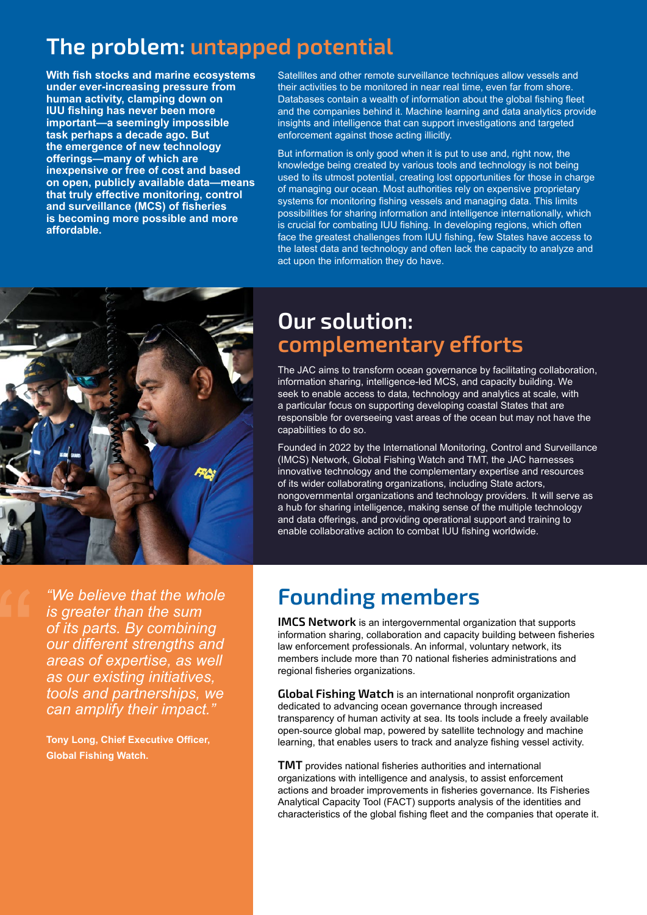# The problem: untapped potential

**With fish stocks and marine ecosystems under ever-increasing pressure from human activity, clamping down on IUU fishing has never been more important—a seemingly impossible task perhaps a decade ago. But the emergence of new technology offerings—many of which are inexpensive or free of cost and based on open, publicly available data—means that truly effective monitoring, control and surveillance (MCS) of fisheries is becoming more possible and more affordable.**

Satellites and other remote surveillance techniques allow vessels and their activities to be monitored in near real time, even far from shore. Databases contain a wealth of information about the global fishing fleet and the companies behind it. Machine learning and data analytics provide insights and intelligence that can support investigations and targeted enforcement against those acting illicitly.

But information is only good when it is put to use and, right now, the knowledge being created by various tools and technology is not being used to its utmost potential, creating lost opportunities for those in charge of managing our ocean. Most authorities rely on expensive proprietary systems for monitoring fishing vessels and managing data. This limits possibilities for sharing information and intelligence internationally, which is crucial for combating IUU fishing. In developing regions, which often face the greatest challenges from IUU fishing, few States have access to the latest data and technology and often lack the capacity to analyze and act upon the information they do have.

## Our solution: complementary efforts

The JAC aims to transform ocean governance by facilitating collaboration, information sharing, intelligence-led MCS, and capacity building. We seek to enable access to data, technology and analytics at scale, with a particular focus on supporting developing coastal States that are responsible for overseeing vast areas of the ocean but may not have the capabilities to do so.

Founded in 2022 by the International Monitoring, Control and Surveillance (IMCS) Network, Global Fishing Watch and TMT, the JAC harnesses innovative technology and the complementary expertise and resources of its wider collaborating organizations, including State actors, nongovernmental organizations and technology providers. It will serve as a hub for sharing intelligence, making sense of the multiple technology and data offerings, and providing operational support and training to enable collaborative action to combat IUU fishing worldwide.

> *"We believe that the whole is greater than the sum of its parts. By combining our different strengths and areas of expertise, as well as our existing initiatives, tools and partnerships, we can amplify their impact."*
>
> **Tony Long, Chief Executive Officer, Global Fishing Watch.**

## Founding members

**IMCS Network** is an intergovernmental organization that supports information sharing, collaboration and capacity building between fisheries law enforcement professionals. An informal, voluntary network, its members include more than 70 national fisheries administrations and regional fisheries organizations.

**Global Fishing Watch** is an international nonprofit organization dedicated to advancing ocean governance through increased transparency of human activity at sea. Its tools include a freely available open-source global map, powered by satellite technology and machine learning, that enables users to track and analyze fishing vessel activity.

**TMT** provides national fisheries authorities and international organizations with intelligence and analysis, to assist enforcement actions and broader improvements in fisheries governance. Its Fisheries Analytical Capacity Tool (FACT) supports analysis of the identities and characteristics of the global fishing fleet and the companies that operate it.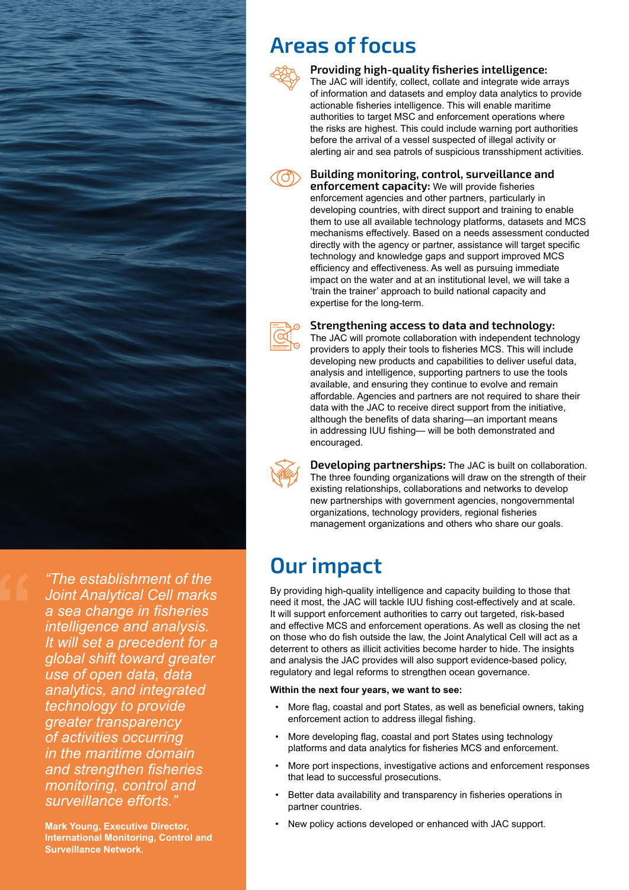## Areas of focus

**Providing high-quality fisheries intelligence:** The JAC will identify, collect, collate and integrate wide arrays of information and datasets and employ data analytics to provide actionable fisheries intelligence. This will enable maritime authorities to target MSC and enforcement operations where the risks are highest. This could include warning port authorities before the arrival of a vessel suspected of illegal activity or alerting air and sea patrols of suspicious transshipment activities.

**Building monitoring, control, surveillance and enforcement capacity:** We will provide fisheries enforcement agencies and other partners, particularly in developing countries, with direct support and training to enable them to use all available technology platforms, datasets and MCS mechanisms effectively. Based on a needs assessment conducted directly with the agency or partner, assistance will target specific technology and knowledge gaps and support improved MCS efficiency and effectiveness. As well as pursuing immediate impact on the water and at an institutional level, we will take a 'train the trainer' approach to build national capacity and expertise for the long-term.

**Strengthening access to data and technology:** The JAC will promote collaboration with independent technology providers to apply their tools to fisheries MCS. This will include developing new products and capabilities to deliver useful data, analysis and intelligence, supporting partners to use the tools available, and ensuring they continue to evolve and remain affordable. Agencies and partners are not required to share their data with the JAC to receive direct support from the initiative, although the benefits of data sharing—an important means in addressing IUU fishing— will be both demonstrated and encouraged.

**Developing partnerships:** The JAC is built on collaboration. The three founding organizations will draw on the strength of their existing relationships, collaborations and networks to develop new partnerships with government agencies, nongovernmental organizations, technology providers, regional fisheries management organizations and others who share our goals.

## Our impact

By providing high-quality intelligence and capacity building to those that need it most, the JAC will tackle IUU fishing cost-effectively and at scale. It will support enforcement authorities to carry out targeted, risk-based and effective MCS and enforcement operations. As well as closing the net on those who do fish outside the law, the Joint Analytical Cell will act as a deterrent to others as illicit activities become harder to hide. The insights and analysis the JAC provides will also support evidence-based policy, regulatory and legal reforms to strengthen ocean governance.

**Within the next four years, we want to see:**

- More flag, coastal and port States, as well as beneficial owners, taking enforcement action to address illegal fishing.
- More developing flag, coastal and port States using technology platforms and data analytics for fisheries MCS and enforcement.
- More port inspections, investigative actions and enforcement responses that lead to successful prosecutions.
- Better data availability and transparency in fisheries operations in partner countries.
- New policy actions developed or enhanced with JAC support.

> *"The establishment of the Joint Analytical Cell marks a sea change in fisheries intelligence and analysis. It will set a precedent for a global shift toward greater use of open data, data analytics, and integrated technology to provide greater transparency of activities occurring in the maritime domain and strengthen fisheries monitoring, control and surveillance efforts."*
>
> **Mark Young, Executive Director, International Monitoring, Control and Surveillance Network.**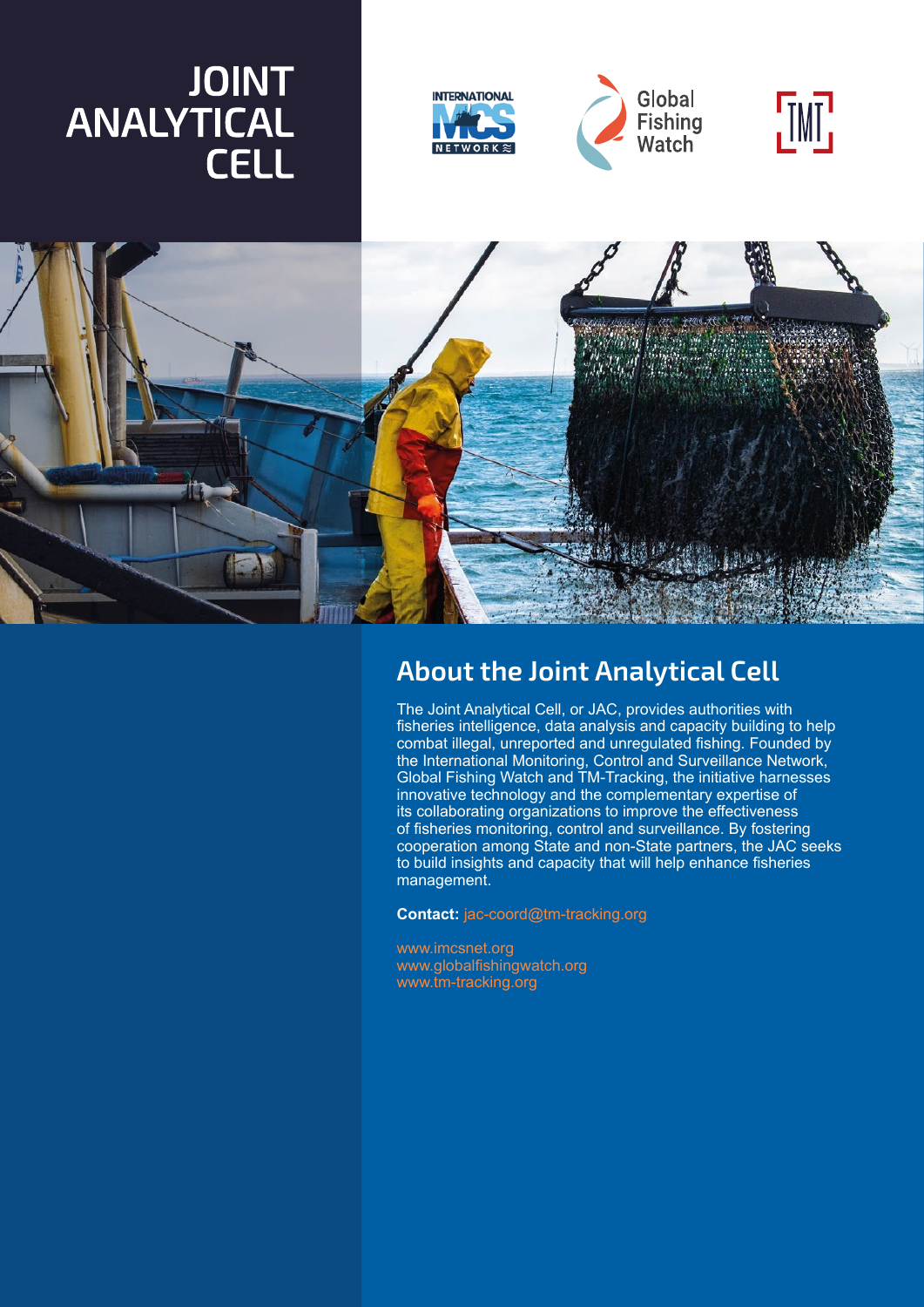# JOINT ANALYTICAL CELL

## About the Joint Analytical Cell

The Joint Analytical Cell, or JAC, provides authorities with fisheries intelligence, data analysis and capacity building to help combat illegal, unreported and unregulated fishing. Founded by the International Monitoring, Control and Surveillance Network, Global Fishing Watch and TM-Tracking, the initiative harnesses innovative technology and the complementary expertise of its collaborating organizations to improve the effectiveness of fisheries monitoring, control and surveillance. By fostering cooperation among State and non-State partners, the JAC seeks to build insights and capacity that will help enhance fisheries management.

**Contact:** jac-coord@tm-tracking.org

www.imcsnet.org
www.globalfishingwatch.org
www.tm-tracking.org